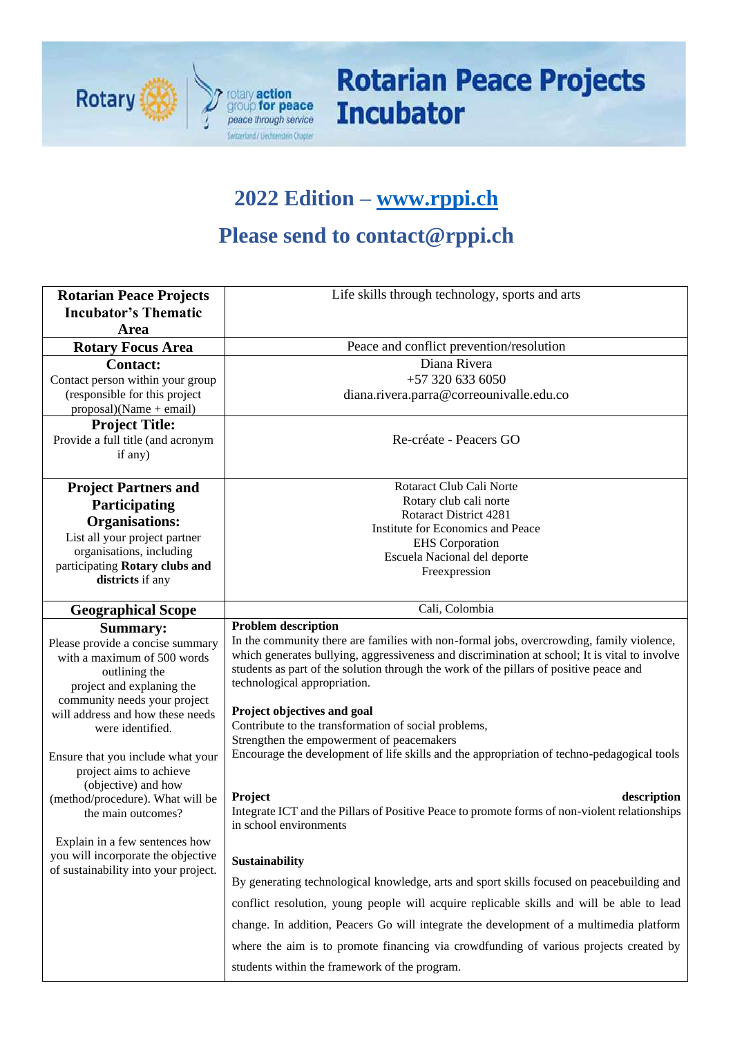# Rotarian Peace Projects Incubator

## 2022 Edition – [www.rppi.ch](http://www.rppi.ch)

## Please send to contact@rppi.ch

| **Rotarian Peace Projects Incubator's Thematic Area** | Life skills through technology, sports and arts |
|---|---|
| **Rotary Focus Area** | Peace and conflict prevention/resolution |
| **Contact:**<br>Contact person within your group (responsible for this project proposal)(Name + email) | Diana Rivera<br>+57 320 633 6050<br>diana.rivera.parra@correounivalle.edu.co |
| **Project Title:**<br>Provide a full title (and acronym if any) | Re-créate - Peacers GO |
| **Project Partners and Participating Organisations:**<br>List all your project partner organisations, including participating **Rotary clubs and districts** if any | Rotaract Club Cali Norte<br>Rotary club cali norte<br>Rotaract District 4281<br>Institute for Economics and Peace<br>EHS Corporation<br>Escuela Nacional del deporte<br>Freexpression |
| **Geographical Scope** | Cali, Colombia |
| **Summary:**<br>Please provide a concise summary with a maximum of 500 words outlining the project and explaning the community needs your project will address and how these needs were identified.<br><br>Ensure that you include what your project aims to achieve (objective) and how (method/procedure). What will be the main outcomes?<br><br>Explain in a few sentences how you will incorporate the objective of sustainability into your project. | **Problem description**<br>In the community there are families with non-formal jobs, overcrowding, family violence, which generates bullying, aggressiveness and discrimination at school; It is vital to involve students as part of the solution through the work of the pillars of positive peace and technological appropriation.<br><br>**Project objectives and goal**<br>Contribute to the transformation of social problems,<br>Strengthen the empowerment of peacemakers<br>Encourage the development of life skills and the appropriation of techno-pedagogical tools<br><br>**Project description**<br>Integrate ICT and the Pillars of Positive Peace to promote forms of non-violent relationships in school environments<br><br>**Sustainability**<br>By generating technological knowledge, arts and sport skills focused on peacebuilding and conflict resolution, young people will acquire replicable skills and will be able to lead change. In addition, Peacers Go will integrate the development of a multimedia platform where the aim is to promote financing via crowdfunding of various projects created by students within the framework of the program. |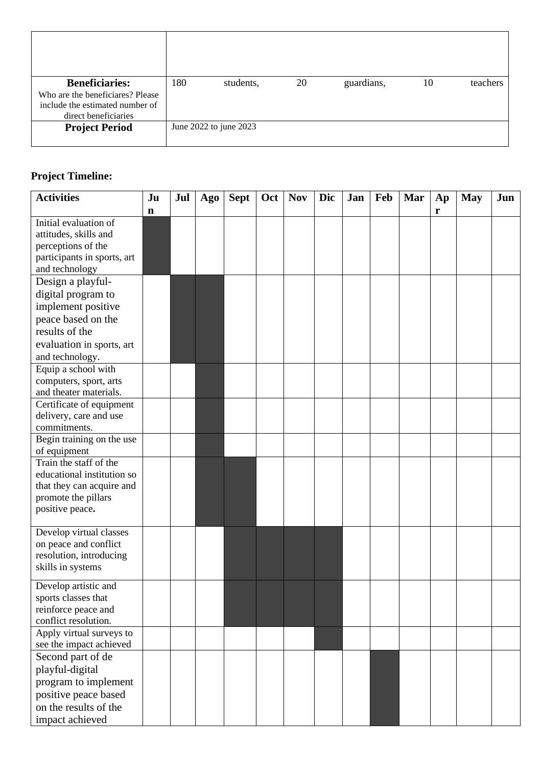| | |
|---|---|
| | |
| **Beneficiaries:** Who are the beneficiaries? Please include the estimated number of direct beneficiaries | 180 students, 20 guardians, 10 teachers |
| **Project Period** | June 2022 to june 2023 |

**Project Timeline:**

| Activities | Jun | Jul | Ago | Sept | Oct | Nov | Dic | Jan | Feb | Mar | Apr | May | Jun |
|---|---|---|---|---|---|---|---|---|---|---|---|---|---|
| Initial evaluation of attitudes, skills and perceptions of the participants in sports, art and technology | ■ | | | | | | | | | | | | |
| Design a playful-digital program to implement positive peace based on the results of the evaluation in sports, art and technology. | | ■ | ■ | | | | | | | | | | |
| Equip a school with computers, sport, arts and theater materials. | | | ■ | | | | | | | | | | |
| Certificate of equipment delivery, care and use commitments. | | | ■ | | | | | | | | | | |
| Begin training on the use of equipment | | | ■ | | | | | | | | | | |
| Train the staff of the educational institution so that they can acquire and promote the pillars positive peace**.** | | | ■ | ■ | | | | | | | | | |
| Develop virtual classes on peace and conflict resolution, introducing skills in systems | | | | ■ | ■ | ■ | ■ | | | | | | |
| Develop artistic and sports classes that reinforce peace and conflict resolution. | | | | ■ | ■ | ■ | ■ | | | | | | |
| Apply virtual surveys to see the impact achieved | | | | | | | ■ | | | | | | |
| Second part of de playful-digital program to implement positive peace based on the results of the impact achieved | | | | | | | | | ■ | | | | |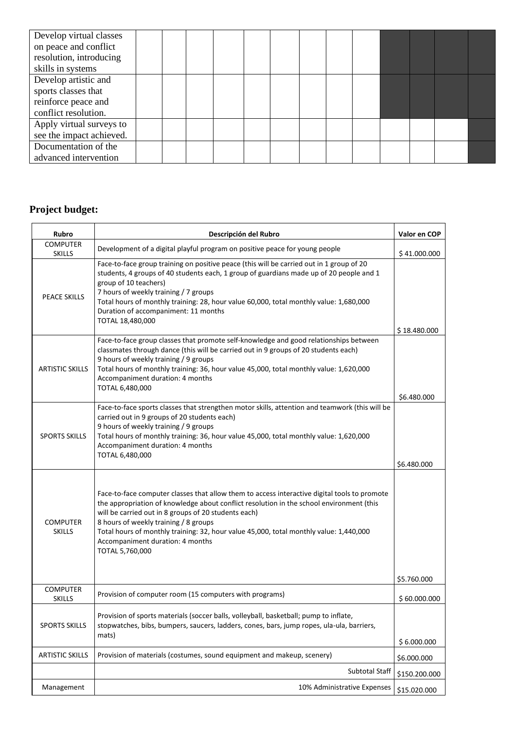| | | | | | | | | | | | | | |
|---|---|---|---|---|---|---|---|---|---|---|---|---|---|
| Develop virtual classes on peace and conflict resolution, introducing skills in systems | | | | | | | | | | | | | |
| Develop artistic and sports classes that reinforce peace and conflict resolution. | | | | | | | | | | | | | |
| Apply virtual surveys to see the impact achieved. | | | | | | | | | | | | | |
| Documentation of the advanced intervention | | | | | | | | | | | | | |

## Project budget:

| Rubro | Descripción del Rubro | Valor en COP |
|---|---|---|
| COMPUTER SKILLS | Development of a digital playful program on positive peace for young people | $ 41.000.000 |
| PEACE SKILLS | Face-to-face group training on positive peace (this will be carried out in 1 group of 20 students, 4 groups of 40 students each, 1 group of guardians made up of 20 people and 1 group of 10 teachers)<br>7 hours of weekly training / 7 groups<br>Total hours of monthly training: 28, hour value 60,000, total monthly value: 1,680,000<br>Duration of accompaniment: 11 months<br>TOTAL 18,480,000 | $ 18.480.000 |
| ARTISTIC SKILLS | Face-to-face group classes that promote self-knowledge and good relationships between classmates through dance (this will be carried out in 9 groups of 20 students each)<br>9 hours of weekly training / 9 groups<br>Total hours of monthly training: 36, hour value 45,000, total monthly value: 1,620,000<br>Accompaniment duration: 4 months<br>TOTAL 6,480,000 | $6.480.000 |
| SPORTS SKILLS | Face-to-face sports classes that strengthen motor skills, attention and teamwork (this will be carried out in 9 groups of 20 students each)<br>9 hours of weekly training / 9 groups<br>Total hours of monthly training: 36, hour value 45,000, total monthly value: 1,620,000<br>Accompaniment duration: 4 months<br>TOTAL 6,480,000 | $6.480.000 |
| COMPUTER SKILLS | Face-to-face computer classes that allow them to access interactive digital tools to promote the appropriation of knowledge about conflict resolution in the school environment (this will be carried out in 8 groups of 20 students each)<br>8 hours of weekly training / 8 groups<br>Total hours of monthly training: 32, hour value 45,000, total monthly value: 1,440,000<br>Accompaniment duration: 4 months<br>TOTAL 5,760,000 | $5.760.000 |
| COMPUTER SKILLS | Provision of computer room (15 computers with programs) | $ 60.000.000 |
| SPORTS SKILLS | Provision of sports materials (soccer balls, volleyball, basketball; pump to inflate, stopwatches, bibs, bumpers, saucers, ladders, cones, bars, jump ropes, ula-ula, barriers, mats) | $ 6.000.000 |
| ARTISTIC SKILLS | Provision of materials (costumes, sound equipment and makeup, scenery) | $6.000.000 |
| | Subtotal Staff | $150.200.000 |
| Management | 10% Administrative Expenses | $15.020.000 |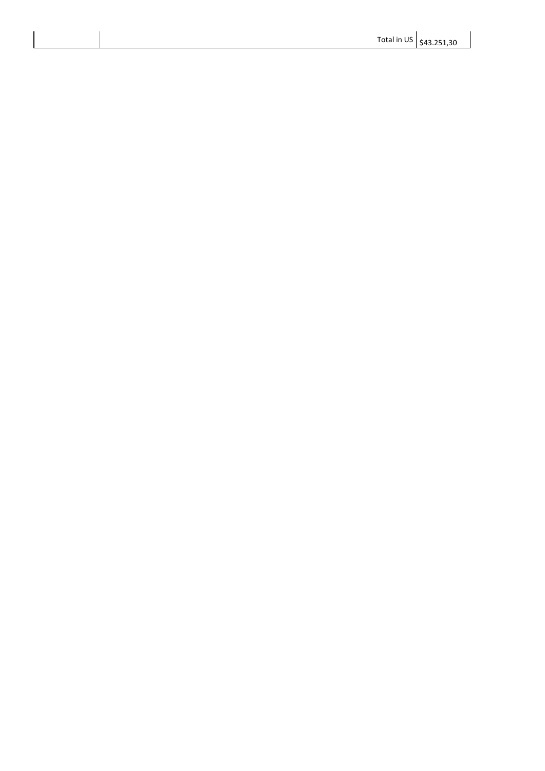| | | | |
|---|---|---|---|
| | | Total in US | $43.251,30 |